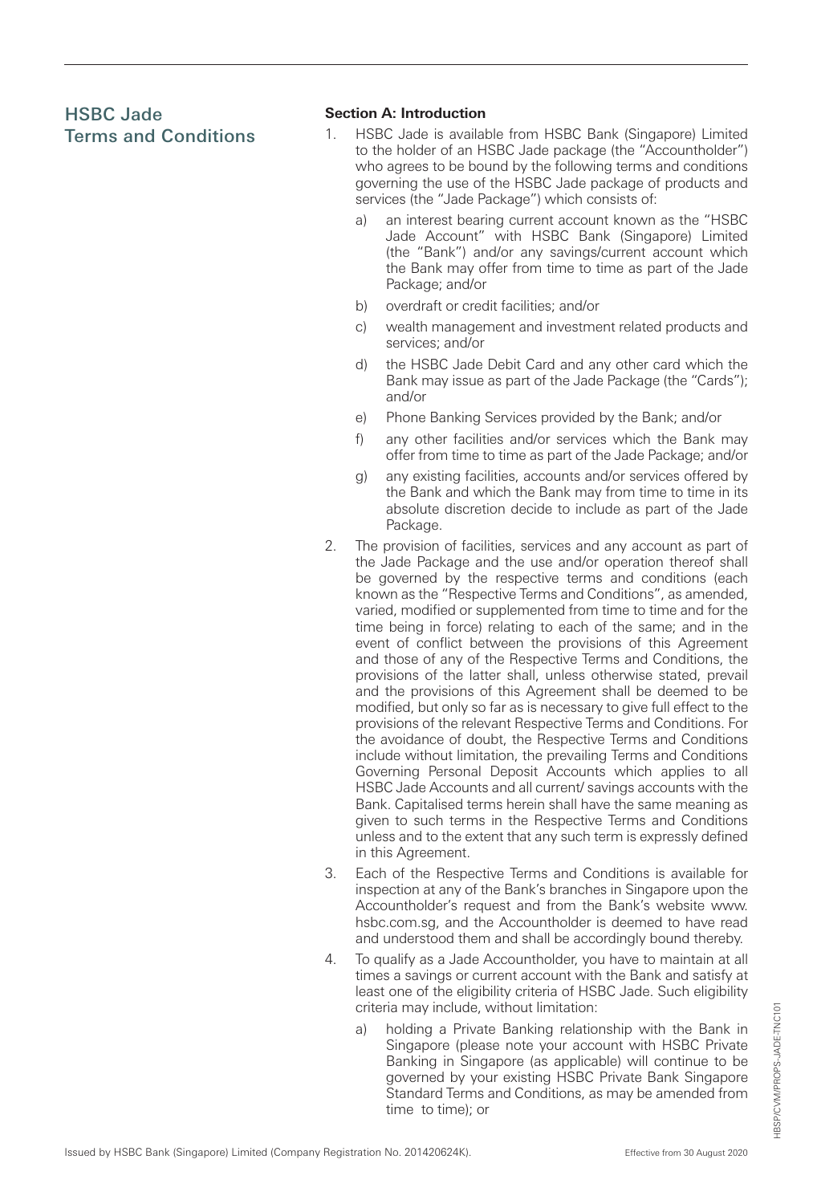# HSBC Jade Terms and Conditions

## Section A: Introduction

1. HSBC Jade is available from HSBC Bank (Singapore) Limited to the holder of an HSBC Jade package (the "Accountholder") who agrees to be bound by the following terms and conditions governing the use of the HSBC Jade package of products and services (the "Jade Package") which consists of:

   a) an interest bearing current account known as the "HSBC Jade Account" with HSBC Bank (Singapore) Limited (the "Bank") and/or any savings/current account which the Bank may offer from time to time as part of the Jade Package; and/or

   b) overdraft or credit facilities; and/or

   c) wealth management and investment related products and services; and/or

   d) the HSBC Jade Debit Card and any other card which the Bank may issue as part of the Jade Package (the "Cards"); and/or

   e) Phone Banking Services provided by the Bank; and/or

   f) any other facilities and/or services which the Bank may offer from time to time as part of the Jade Package; and/or

   g) any existing facilities, accounts and/or services offered by the Bank and which the Bank may from time to time in its absolute discretion decide to include as part of the Jade Package.

2. The provision of facilities, services and any account as part of the Jade Package and the use and/or operation thereof shall be governed by the respective terms and conditions (each known as the "Respective Terms and Conditions", as amended, varied, modified or supplemented from time to time and for the time being in force) relating to each of the same; and in the event of conflict between the provisions of this Agreement and those of any of the Respective Terms and Conditions, the provisions of the latter shall, unless otherwise stated, prevail and the provisions of this Agreement shall be deemed to be modified, but only so far as is necessary to give full effect to the provisions of the relevant Respective Terms and Conditions. For the avoidance of doubt, the Respective Terms and Conditions include without limitation, the prevailing Terms and Conditions Governing Personal Deposit Accounts which applies to all HSBC Jade Accounts and all current/ savings accounts with the Bank. Capitalised terms herein shall have the same meaning as given to such terms in the Respective Terms and Conditions unless and to the extent that any such term is expressly defined in this Agreement.

3. Each of the Respective Terms and Conditions is available for inspection at any of the Bank's branches in Singapore upon the Accountholder's request and from the Bank's website www.hsbc.com.sg, and the Accountholder is deemed to have read and understood them and shall be accordingly bound thereby.

4. To qualify as a Jade Accountholder, you have to maintain at all times a savings or current account with the Bank and satisfy at least one of the eligibility criteria of HSBC Jade. Such eligibility criteria may include, without limitation:

   a) holding a Private Banking relationship with the Bank in Singapore (please note your account with HSBC Private Banking in Singapore (as applicable) will continue to be governed by your existing HSBC Private Bank Singapore Standard Terms and Conditions, as may be amended from time to time); or

Issued by HSBC Bank (Singapore) Limited (Company Registration No. 201420624K).

Effective from 30 August 2020

HBSP/CVM/PROPS-JADE-TNC101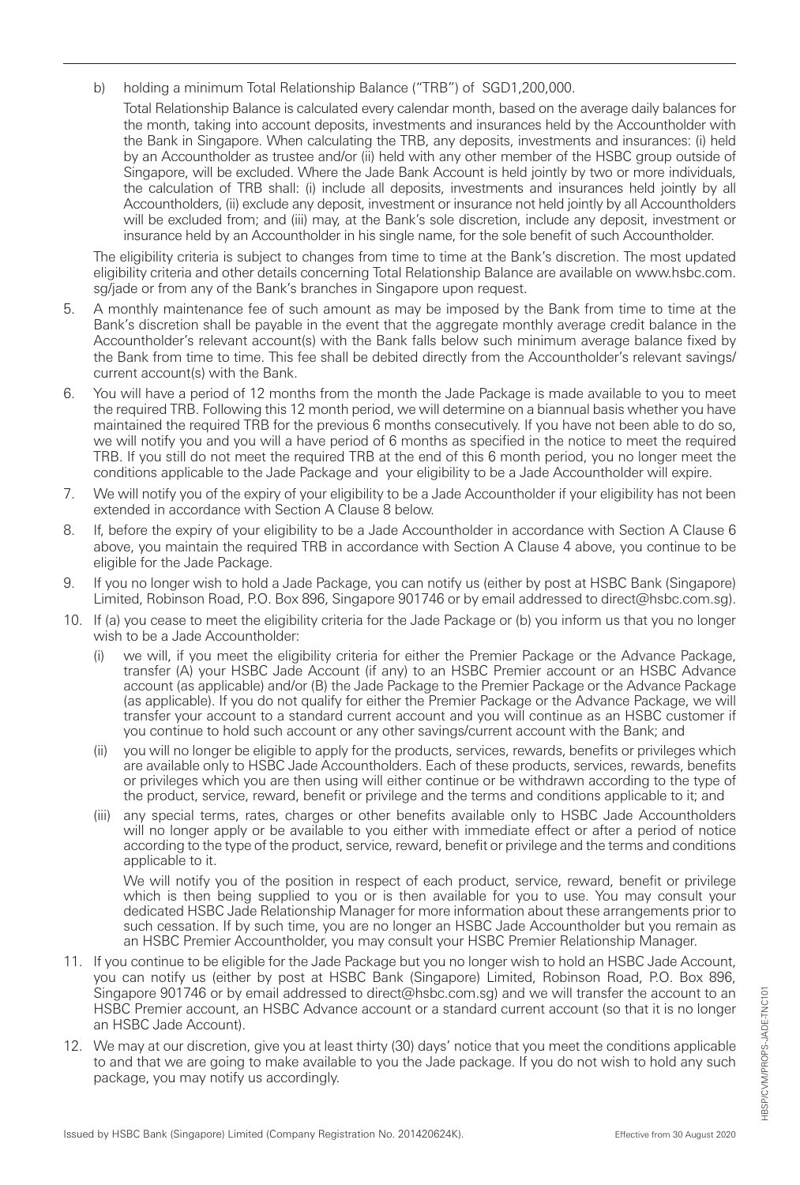b) holding a minimum Total Relationship Balance ("TRB") of SGD1,200,000.

Total Relationship Balance is calculated every calendar month, based on the average daily balances for the month, taking into account deposits, investments and insurances held by the Accountholder with the Bank in Singapore. When calculating the TRB, any deposits, investments and insurances: (i) held by an Accountholder as trustee and/or (ii) held with any other member of the HSBC group outside of Singapore, will be excluded. Where the Jade Bank Account is held jointly by two or more individuals, the calculation of TRB shall: (i) include all deposits, investments and insurances held jointly by all Accountholders, (ii) exclude any deposit, investment or insurance not held jointly by all Accountholders will be excluded from; and (iii) may, at the Bank's sole discretion, include any deposit, investment or insurance held by an Accountholder in his single name, for the sole benefit of such Accountholder.

The eligibility criteria is subject to changes from time to time at the Bank's discretion. The most updated eligibility criteria and other details concerning Total Relationship Balance are available on www.hsbc.com.sg/jade or from any of the Bank's branches in Singapore upon request.

5. A monthly maintenance fee of such amount as may be imposed by the Bank from time to time at the Bank's discretion shall be payable in the event that the aggregate monthly average credit balance in the Accountholder's relevant account(s) with the Bank falls below such minimum average balance fixed by the Bank from time to time. This fee shall be debited directly from the Accountholder's relevant savings/current account(s) with the Bank.

6. You will have a period of 12 months from the month the Jade Package is made available to you to meet the required TRB. Following this 12 month period, we will determine on a biannual basis whether you have maintained the required TRB for the previous 6 months consecutively. If you have not been able to do so, we will notify you and you will a have period of 6 months as specified in the notice to meet the required TRB. If you still do not meet the required TRB at the end of this 6 month period, you no longer meet the conditions applicable to the Jade Package and your eligibility to be a Jade Accountholder will expire.

7. We will notify you of the expiry of your eligibility to be a Jade Accountholder if your eligibility has not been extended in accordance with Section A Clause 8 below.

8. If, before the expiry of your eligibility to be a Jade Accountholder in accordance with Section A Clause 6 above, you maintain the required TRB in accordance with Section A Clause 4 above, you continue to be eligible for the Jade Package.

9. If you no longer wish to hold a Jade Package, you can notify us (either by post at HSBC Bank (Singapore) Limited, Robinson Road, P.O. Box 896, Singapore 901746 or by email addressed to direct@hsbc.com.sg).

10. If (a) you cease to meet the eligibility criteria for the Jade Package or (b) you inform us that you no longer wish to be a Jade Accountholder:

    (i) we will, if you meet the eligibility criteria for either the Premier Package or the Advance Package, transfer (A) your HSBC Jade Account (if any) to an HSBC Premier account or an HSBC Advance account (as applicable) and/or (B) the Jade Package to the Premier Package or the Advance Package (as applicable). If you do not qualify for either the Premier Package or the Advance Package, we will transfer your account to a standard current account and you will continue as an HSBC customer if you continue to hold such account or any other savings/current account with the Bank; and

    (ii) you will no longer be eligible to apply for the products, services, rewards, benefits or privileges which are available only to HSBC Jade Accountholders. Each of these products, services, rewards, benefits or privileges which you are then using will either continue or be withdrawn according to the type of the product, service, reward, benefit or privilege and the terms and conditions applicable to it; and

    (iii) any special terms, rates, charges or other benefits available only to HSBC Jade Accountholders will no longer apply or be available to you either with immediate effect or after a period of notice according to the type of the product, service, reward, benefit or privilege and the terms and conditions applicable to it.

    We will notify you of the position in respect of each product, service, reward, benefit or privilege which is then being supplied to you or is then available for you to use. You may consult your dedicated HSBC Jade Relationship Manager for more information about these arrangements prior to such cessation. If by such time, you are no longer an HSBC Jade Accountholder but you remain as an HSBC Premier Accountholder, you may consult your HSBC Premier Relationship Manager.

11. If you continue to be eligible for the Jade Package but you no longer wish to hold an HSBC Jade Account, you can notify us (either by post at HSBC Bank (Singapore) Limited, Robinson Road, P.O. Box 896, Singapore 901746 or by email addressed to direct@hsbc.com.sg) and we will transfer the account to an HSBC Premier account, an HSBC Advance account or a standard current account (so that it is no longer an HSBC Jade Account).

12. We may at our discretion, give you at least thirty (30) days' notice that you meet the conditions applicable to and that we are going to make available to you the Jade package. If you do not wish to hold any such package, you may notify us accordingly.

Issued by HSBC Bank (Singapore) Limited (Company Registration No. 201420624K). Effective from 30 August 2020

HBSP/CVM/PROPS-JADE-TNC101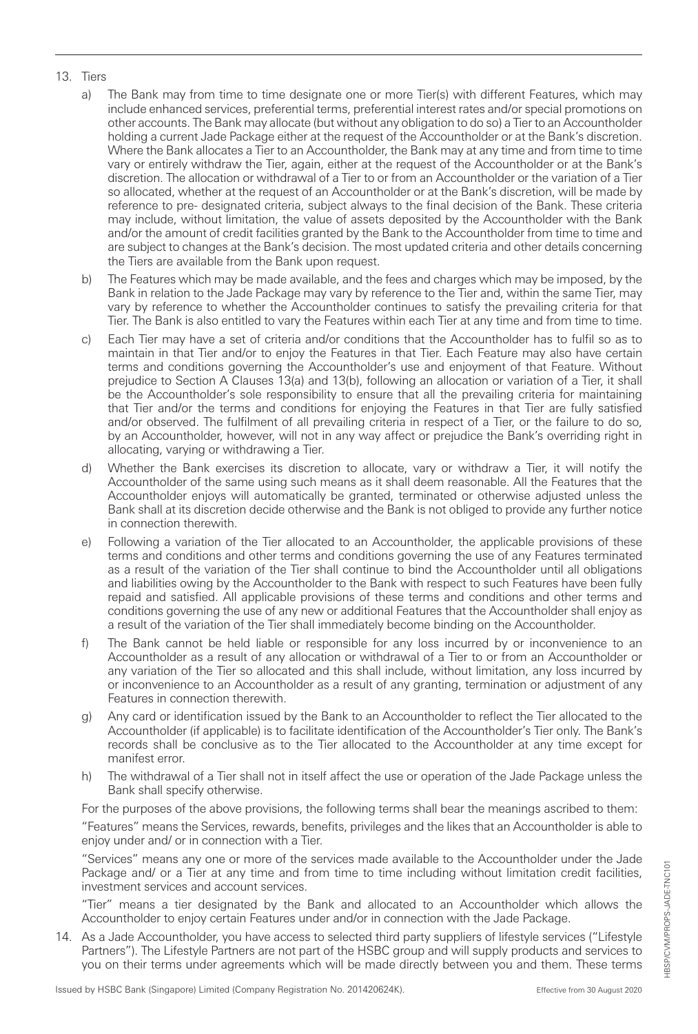13. Tiers

    a) The Bank may from time to time designate one or more Tier(s) with different Features, which may include enhanced services, preferential terms, preferential interest rates and/or special promotions on other accounts. The Bank may allocate (but without any obligation to do so) a Tier to an Accountholder holding a current Jade Package either at the request of the Accountholder or at the Bank's discretion. Where the Bank allocates a Tier to an Accountholder, the Bank may at any time and from time to time vary or entirely withdraw the Tier, again, either at the request of the Accountholder or at the Bank's discretion. The allocation or withdrawal of a Tier to or from an Accountholder or the variation of a Tier so allocated, whether at the request of an Accountholder or at the Bank's discretion, will be made by reference to pre- designated criteria, subject always to the final decision of the Bank. These criteria may include, without limitation, the value of assets deposited by the Accountholder with the Bank and/or the amount of credit facilities granted by the Bank to the Accountholder from time to time and are subject to changes at the Bank's decision. The most updated criteria and other details concerning the Tiers are available from the Bank upon request.

    b) The Features which may be made available, and the fees and charges which may be imposed, by the Bank in relation to the Jade Package may vary by reference to the Tier and, within the same Tier, may vary by reference to whether the Accountholder continues to satisfy the prevailing criteria for that Tier. The Bank is also entitled to vary the Features within each Tier at any time and from time to time.

    c) Each Tier may have a set of criteria and/or conditions that the Accountholder has to fulfil so as to maintain in that Tier and/or to enjoy the Features in that Tier. Each Feature may also have certain terms and conditions governing the Accountholder's use and enjoyment of that Feature. Without prejudice to Section A Clauses 13(a) and 13(b), following an allocation or variation of a Tier, it shall be the Accountholder's sole responsibility to ensure that all the prevailing criteria for maintaining that Tier and/or the terms and conditions for enjoying the Features in that Tier are fully satisfied and/or observed. The fulfilment of all prevailing criteria in respect of a Tier, or the failure to do so, by an Accountholder, however, will not in any way affect or prejudice the Bank's overriding right in allocating, varying or withdrawing a Tier.

    d) Whether the Bank exercises its discretion to allocate, vary or withdraw a Tier, it will notify the Accountholder of the same using such means as it shall deem reasonable. All the Features that the Accountholder enjoys will automatically be granted, terminated or otherwise adjusted unless the Bank shall at its discretion decide otherwise and the Bank is not obliged to provide any further notice in connection therewith.

    e) Following a variation of the Tier allocated to an Accountholder, the applicable provisions of these terms and conditions and other terms and conditions governing the use of any Features terminated as a result of the variation of the Tier shall continue to bind the Accountholder until all obligations and liabilities owing by the Accountholder to the Bank with respect to such Features have been fully repaid and satisfied. All applicable provisions of these terms and conditions and other terms and conditions governing the use of any new or additional Features that the Accountholder shall enjoy as a result of the variation of the Tier shall immediately become binding on the Accountholder.

    f) The Bank cannot be held liable or responsible for any loss incurred by or inconvenience to an Accountholder as a result of any allocation or withdrawal of a Tier to or from an Accountholder or any variation of the Tier so allocated and this shall include, without limitation, any loss incurred by or inconvenience to an Accountholder as a result of any granting, termination or adjustment of any Features in connection therewith.

    g) Any card or identification issued by the Bank to an Accountholder to reflect the Tier allocated to the Accountholder (if applicable) is to facilitate identification of the Accountholder's Tier only. The Bank's records shall be conclusive as to the Tier allocated to the Accountholder at any time except for manifest error.

    h) The withdrawal of a Tier shall not in itself affect the use or operation of the Jade Package unless the Bank shall specify otherwise.

    For the purposes of the above provisions, the following terms shall bear the meanings ascribed to them:

    "Features" means the Services, rewards, benefits, privileges and the likes that an Accountholder is able to enjoy under and/ or in connection with a Tier.

    "Services" means any one or more of the services made available to the Accountholder under the Jade Package and/ or a Tier at any time and from time to time including without limitation credit facilities, investment services and account services.

    "Tier" means a tier designated by the Bank and allocated to an Accountholder which allows the Accountholder to enjoy certain Features under and/or in connection with the Jade Package.

14. As a Jade Accountholder, you have access to selected third party suppliers of lifestyle services ("Lifestyle Partners"). The Lifestyle Partners are not part of the HSBC group and will supply products and services to you on their terms under agreements which will be made directly between you and them. These terms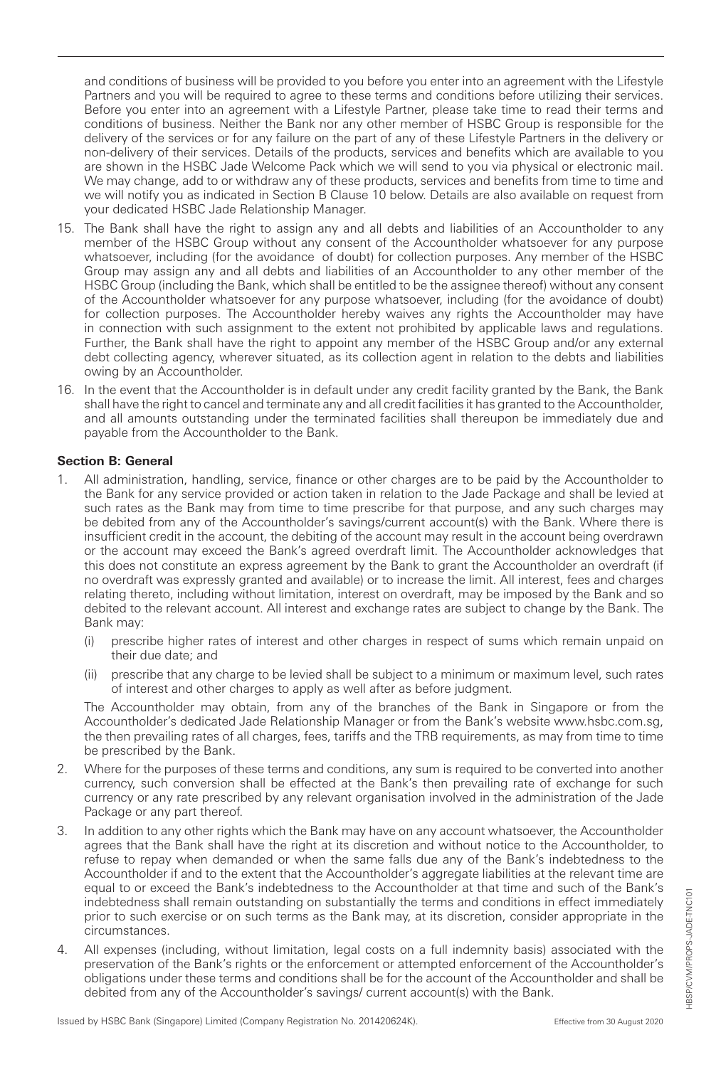and conditions of business will be provided to you before you enter into an agreement with the Lifestyle Partners and you will be required to agree to these terms and conditions before utilizing their services. Before you enter into an agreement with a Lifestyle Partner, please take time to read their terms and conditions of business. Neither the Bank nor any other member of HSBC Group is responsible for the delivery of the services or for any failure on the part of any of these Lifestyle Partners in the delivery or non-delivery of their services. Details of the products, services and benefits which are available to you are shown in the HSBC Jade Welcome Pack which we will send to you via physical or electronic mail. We may change, add to or withdraw any of these products, services and benefits from time to time and we will notify you as indicated in Section B Clause 10 below. Details are also available on request from your dedicated HSBC Jade Relationship Manager.

15. The Bank shall have the right to assign any and all debts and liabilities of an Accountholder to any member of the HSBC Group without any consent of the Accountholder whatsoever for any purpose whatsoever, including (for the avoidance of doubt) for collection purposes. Any member of the HSBC Group may assign any and all debts and liabilities of an Accountholder to any other member of the HSBC Group (including the Bank, which shall be entitled to be the assignee thereof) without any consent of the Accountholder whatsoever for any purpose whatsoever, including (for the avoidance of doubt) for collection purposes. The Accountholder hereby waives any rights the Accountholder may have in connection with such assignment to the extent not prohibited by applicable laws and regulations. Further, the Bank shall have the right to appoint any member of the HSBC Group and/or any external debt collecting agency, wherever situated, as its collection agent in relation to the debts and liabilities owing by an Accountholder.

16. In the event that the Accountholder is in default under any credit facility granted by the Bank, the Bank shall have the right to cancel and terminate any and all credit facilities it has granted to the Accountholder, and all amounts outstanding under the terminated facilities shall thereupon be immediately due and payable from the Accountholder to the Bank.

**Section B: General**

1. All administration, handling, service, finance or other charges are to be paid by the Accountholder to the Bank for any service provided or action taken in relation to the Jade Package and shall be levied at such rates as the Bank may from time to time prescribe for that purpose, and any such charges may be debited from any of the Accountholder's savings/current account(s) with the Bank. Where there is insufficient credit in the account, the debiting of the account may result in the account being overdrawn or the account may exceed the Bank's agreed overdraft limit. The Accountholder acknowledges that this does not constitute an express agreement by the Bank to grant the Accountholder an overdraft (if no overdraft was expressly granted and available) or to increase the limit. All interest, fees and charges relating thereto, including without limitation, interest on overdraft, may be imposed by the Bank and so debited to the relevant account. All interest and exchange rates are subject to change by the Bank. The Bank may:

   (i) prescribe higher rates of interest and other charges in respect of sums which remain unpaid on their due date; and

   (ii) prescribe that any charge to be levied shall be subject to a minimum or maximum level, such rates of interest and other charges to apply as well after as before judgment.

   The Accountholder may obtain, from any of the branches of the Bank in Singapore or from the Accountholder's dedicated Jade Relationship Manager or from the Bank's website www.hsbc.com.sg, the then prevailing rates of all charges, fees, tariffs and the TRB requirements, as may from time to time be prescribed by the Bank.

2. Where for the purposes of these terms and conditions, any sum is required to be converted into another currency, such conversion shall be effected at the Bank's then prevailing rate of exchange for such currency or any rate prescribed by any relevant organisation involved in the administration of the Jade Package or any part thereof.

3. In addition to any other rights which the Bank may have on any account whatsoever, the Accountholder agrees that the Bank shall have the right at its discretion and without notice to the Accountholder, to refuse to repay when demanded or when the same falls due any of the Bank's indebtedness to the Accountholder if and to the extent that the Accountholder's aggregate liabilities at the relevant time are equal to or exceed the Bank's indebtedness to the Accountholder at that time and such of the Bank's indebtedness shall remain outstanding on substantially the terms and conditions in effect immediately prior to such exercise or on such terms as the Bank may, at its discretion, consider appropriate in the circumstances.

4. All expenses (including, without limitation, legal costs on a full indemnity basis) associated with the preservation of the Bank's rights or the enforcement or attempted enforcement of the Accountholder's obligations under these terms and conditions shall be for the account of the Accountholder and shall be debited from any of the Accountholder's savings/ current account(s) with the Bank.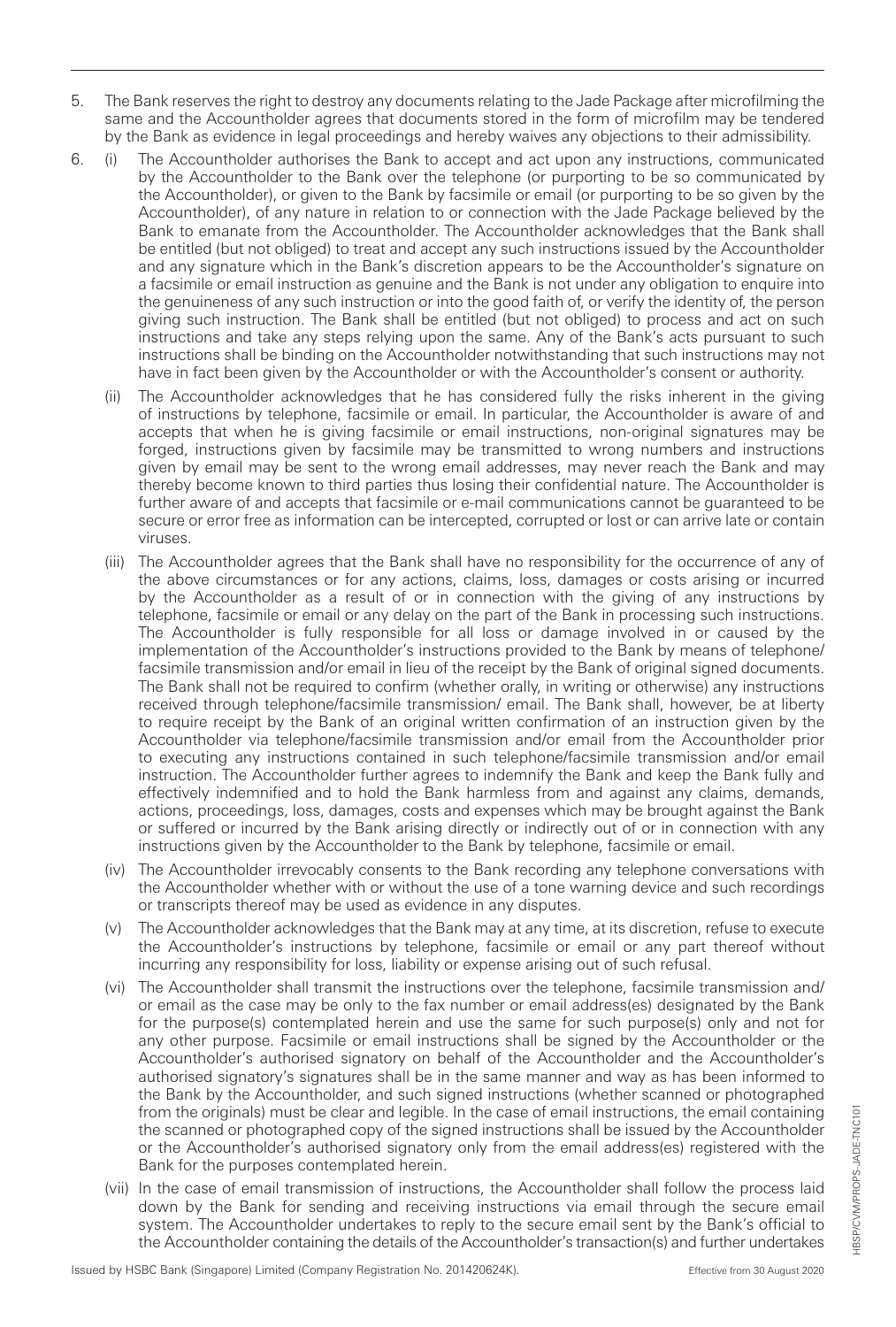5. The Bank reserves the right to destroy any documents relating to the Jade Package after microfilming the same and the Accountholder agrees that documents stored in the form of microfilm may be tendered by the Bank as evidence in legal proceedings and hereby waives any objections to their admissibility.

6. (i) The Accountholder authorises the Bank to accept and act upon any instructions, communicated by the Accountholder to the Bank over the telephone (or purporting to be so communicated by the Accountholder), or given to the Bank by facsimile or email (or purporting to be so given by the Accountholder), of any nature in relation to or connection with the Jade Package believed by the Bank to emanate from the Accountholder. The Accountholder acknowledges that the Bank shall be entitled (but not obliged) to treat and accept any such instructions issued by the Accountholder and any signature which in the Bank's discretion appears to be the Accountholder's signature on a facsimile or email instruction as genuine and the Bank is not under any obligation to enquire into the genuineness of any such instruction or into the good faith of, or verify the identity of, the person giving such instruction. The Bank shall be entitled (but not obliged) to process and act on such instructions and take any steps relying upon the same. Any of the Bank's acts pursuant to such instructions shall be binding on the Accountholder notwithstanding that such instructions may not have in fact been given by the Accountholder or with the Accountholder's consent or authority.

   (ii) The Accountholder acknowledges that he has considered fully the risks inherent in the giving of instructions by telephone, facsimile or email. In particular, the Accountholder is aware of and accepts that when he is giving facsimile or email instructions, non-original signatures may be forged, instructions given by facsimile may be transmitted to wrong numbers and instructions given by email may be sent to the wrong email addresses, may never reach the Bank and may thereby become known to third parties thus losing their confidential nature. The Accountholder is further aware of and accepts that facsimile or e-mail communications cannot be guaranteed to be secure or error free as information can be intercepted, corrupted or lost or can arrive late or contain viruses.

   (iii) The Accountholder agrees that the Bank shall have no responsibility for the occurrence of any of the above circumstances or for any actions, claims, loss, damages or costs arising or incurred by the Accountholder as a result of or in connection with the giving of any instructions by telephone, facsimile or email or any delay on the part of the Bank in processing such instructions. The Accountholder is fully responsible for all loss or damage involved in or caused by the implementation of the Accountholder's instructions provided to the Bank by means of telephone/ facsimile transmission and/or email in lieu of the receipt by the Bank of original signed documents. The Bank shall not be required to confirm (whether orally, in writing or otherwise) any instructions received through telephone/facsimile transmission/ email. The Bank shall, however, be at liberty to require receipt by the Bank of an original written confirmation of an instruction given by the Accountholder via telephone/facsimile transmission and/or email from the Accountholder prior to executing any instructions contained in such telephone/facsimile transmission and/or email instruction. The Accountholder further agrees to indemnify the Bank and keep the Bank fully and effectively indemnified and to hold the Bank harmless from and against any claims, demands, actions, proceedings, loss, damages, costs and expenses which may be brought against the Bank or suffered or incurred by the Bank arising directly or indirectly out of or in connection with any instructions given by the Accountholder to the Bank by telephone, facsimile or email.

   (iv) The Accountholder irrevocably consents to the Bank recording any telephone conversations with the Accountholder whether with or without the use of a tone warning device and such recordings or transcripts thereof may be used as evidence in any disputes.

   (v) The Accountholder acknowledges that the Bank may at any time, at its discretion, refuse to execute the Accountholder's instructions by telephone, facsimile or email or any part thereof without incurring any responsibility for loss, liability or expense arising out of such refusal.

   (vi) The Accountholder shall transmit the instructions over the telephone, facsimile transmission and/ or email as the case may be only to the fax number or email address(es) designated by the Bank for the purpose(s) contemplated herein and use the same for such purpose(s) only and not for any other purpose. Facsimile or email instructions shall be signed by the Accountholder or the Accountholder's authorised signatory on behalf of the Accountholder and the Accountholder's authorised signatory's signatures shall be in the same manner and way as has been informed to the Bank by the Accountholder, and such signed instructions (whether scanned or photographed from the originals) must be clear and legible. In the case of email instructions, the email containing the scanned or photographed copy of the signed instructions shall be issued by the Accountholder or the Accountholder's authorised signatory only from the email address(es) registered with the Bank for the purposes contemplated herein.

   (vii) In the case of email transmission of instructions, the Accountholder shall follow the process laid down by the Bank for sending and receiving instructions via email through the secure email system. The Accountholder undertakes to reply to the secure email sent by the Bank's official to the Accountholder containing the details of the Accountholder's transaction(s) and further undertakes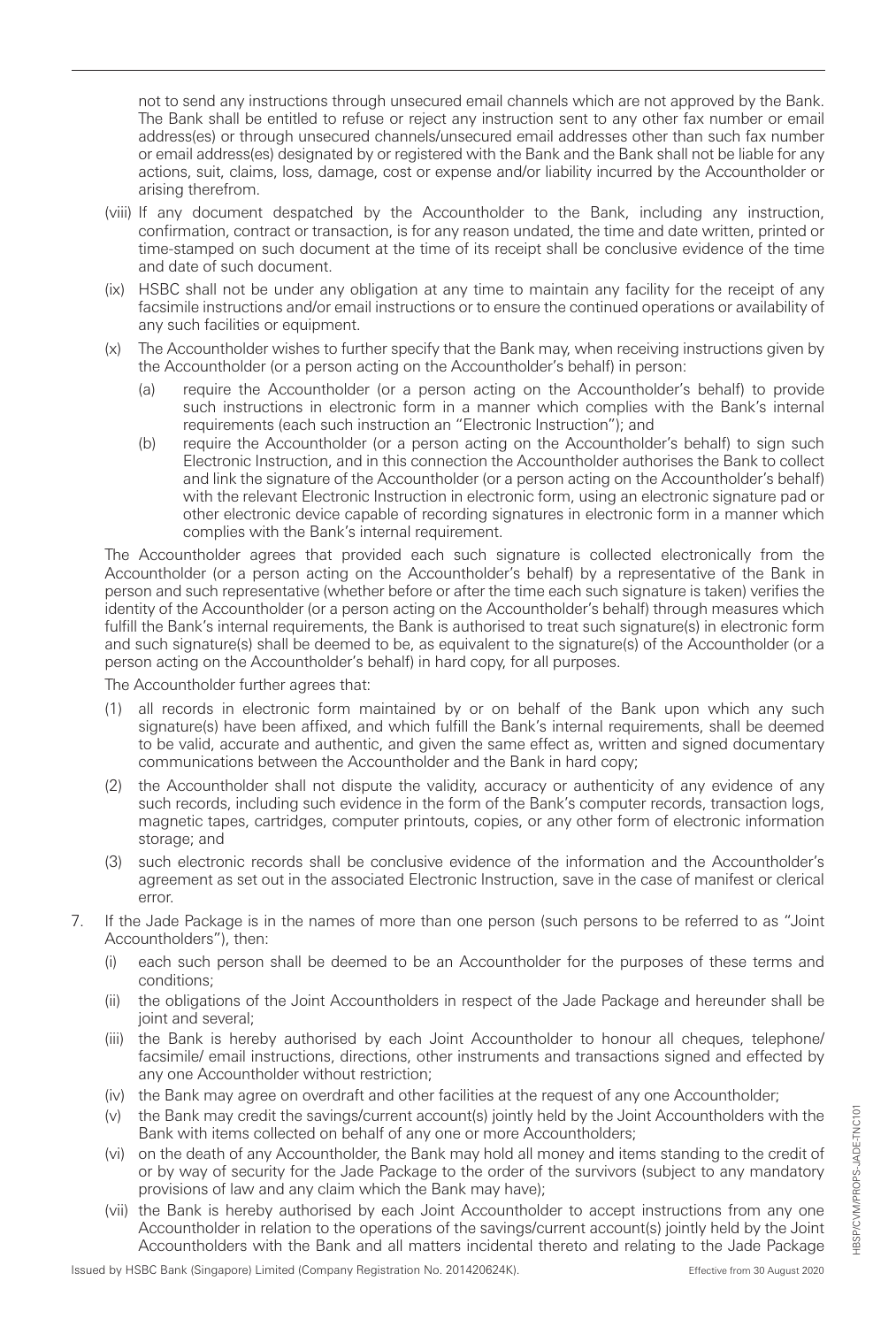not to send any instructions through unsecured email channels which are not approved by the Bank. The Bank shall be entitled to refuse or reject any instruction sent to any other fax number or email address(es) or through unsecured channels/unsecured email addresses other than such fax number or email address(es) designated by or registered with the Bank and the Bank shall not be liable for any actions, suit, claims, loss, damage, cost or expense and/or liability incurred by the Accountholder or arising therefrom.

(viii) If any document despatched by the Accountholder to the Bank, including any instruction, confirmation, contract or transaction, is for any reason undated, the time and date written, printed or time-stamped on such document at the time of its receipt shall be conclusive evidence of the time and date of such document.

(ix) HSBC shall not be under any obligation at any time to maintain any facility for the receipt of any facsimile instructions and/or email instructions or to ensure the continued operations or availability of any such facilities or equipment.

(x) The Accountholder wishes to further specify that the Bank may, when receiving instructions given by the Accountholder (or a person acting on the Accountholder's behalf) in person:

  (a) require the Accountholder (or a person acting on the Accountholder's behalf) to provide such instructions in electronic form in a manner which complies with the Bank's internal requirements (each such instruction an "Electronic Instruction"); and

  (b) require the Accountholder (or a person acting on the Accountholder's behalf) to sign such Electronic Instruction, and in this connection the Accountholder authorises the Bank to collect and link the signature of the Accountholder (or a person acting on the Accountholder's behalf) with the relevant Electronic Instruction in electronic form, using an electronic signature pad or other electronic device capable of recording signatures in electronic form in a manner which complies with the Bank's internal requirement.

The Accountholder agrees that provided each such signature is collected electronically from the Accountholder (or a person acting on the Accountholder's behalf) by a representative of the Bank in person and such representative (whether before or after the time each such signature is taken) verifies the identity of the Accountholder (or a person acting on the Accountholder's behalf) through measures which fulfill the Bank's internal requirements, the Bank is authorised to treat such signature(s) in electronic form and such signature(s) shall be deemed to be, as equivalent to the signature(s) of the Accountholder (or a person acting on the Accountholder's behalf) in hard copy, for all purposes.

The Accountholder further agrees that:

  (1) all records in electronic form maintained by or on behalf of the Bank upon which any such signature(s) have been affixed, and which fulfill the Bank's internal requirements, shall be deemed to be valid, accurate and authentic, and given the same effect as, written and signed documentary communications between the Accountholder and the Bank in hard copy;

  (2) the Accountholder shall not dispute the validity, accuracy or authenticity of any evidence of any such records, including such evidence in the form of the Bank's computer records, transaction logs, magnetic tapes, cartridges, computer printouts, copies, or any other form of electronic information storage; and

  (3) such electronic records shall be conclusive evidence of the information and the Accountholder's agreement as set out in the associated Electronic Instruction, save in the case of manifest or clerical error.

7. If the Jade Package is in the names of more than one person (such persons to be referred to as "Joint Accountholders"), then:

  (i) each such person shall be deemed to be an Accountholder for the purposes of these terms and conditions;

  (ii) the obligations of the Joint Accountholders in respect of the Jade Package and hereunder shall be joint and several;

  (iii) the Bank is hereby authorised by each Joint Accountholder to honour all cheques, telephone/ facsimile/ email instructions, directions, other instruments and transactions signed and effected by any one Accountholder without restriction;

  (iv) the Bank may agree on overdraft and other facilities at the request of any one Accountholder;

  (v) the Bank may credit the savings/current account(s) jointly held by the Joint Accountholders with the Bank with items collected on behalf of any one or more Accountholders;

  (vi) on the death of any Accountholder, the Bank may hold all money and items standing to the credit of or by way of security for the Jade Package to the order of the survivors (subject to any mandatory provisions of law and any claim which the Bank may have);

  (vii) the Bank is hereby authorised by each Joint Accountholder to accept instructions from any one Accountholder in relation to the operations of the savings/current account(s) jointly held by the Joint Accountholders with the Bank and all matters incidental thereto and relating to the Jade Package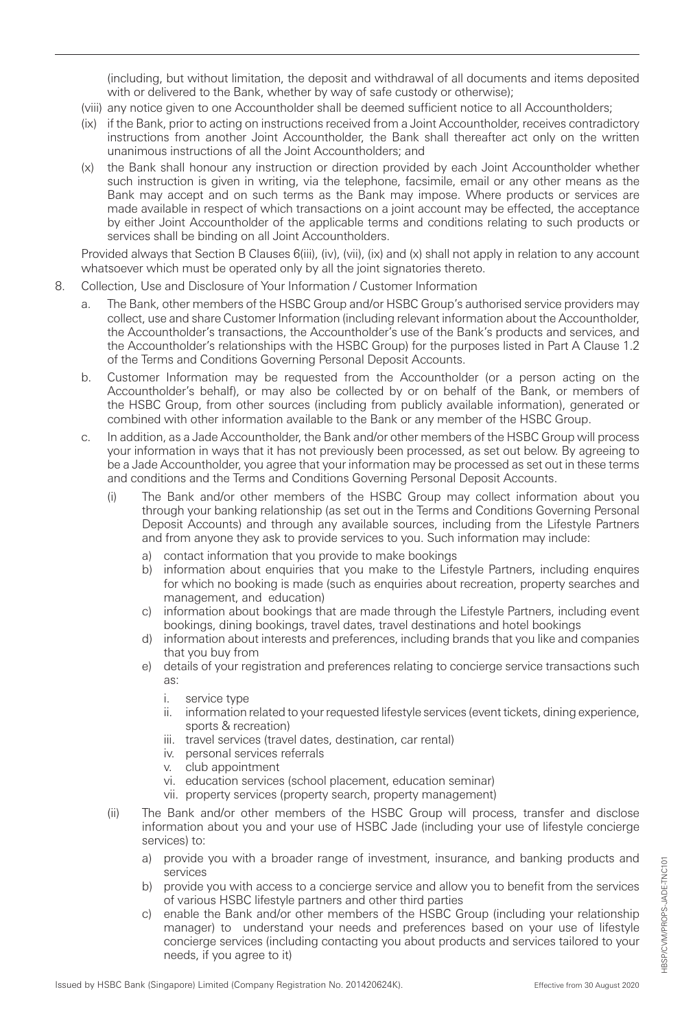(including, but without limitation, the deposit and withdrawal of all documents and items deposited with or delivered to the Bank, whether by way of safe custody or otherwise);

(viii) any notice given to one Accountholder shall be deemed sufficient notice to all Accountholders;

(ix) if the Bank, prior to acting on instructions received from a Joint Accountholder, receives contradictory instructions from another Joint Accountholder, the Bank shall thereafter act only on the written unanimous instructions of all the Joint Accountholders; and

(x) the Bank shall honour any instruction or direction provided by each Joint Accountholder whether such instruction is given in writing, via the telephone, facsimile, email or any other means as the Bank may accept and on such terms as the Bank may impose. Where products or services are made available in respect of which transactions on a joint account may be effected, the acceptance by either Joint Accountholder of the applicable terms and conditions relating to such products or services shall be binding on all Joint Accountholders.

Provided always that Section B Clauses 6(iii), (iv), (vii), (ix) and (x) shall not apply in relation to any account whatsoever which must be operated only by all the joint signatories thereto.

8. Collection, Use and Disclosure of Your Information / Customer Information

   a. The Bank, other members of the HSBC Group and/or HSBC Group's authorised service providers may collect, use and share Customer Information (including relevant information about the Accountholder, the Accountholder's transactions, the Accountholder's use of the Bank's products and services, and the Accountholder's relationships with the HSBC Group) for the purposes listed in Part A Clause 1.2 of the Terms and Conditions Governing Personal Deposit Accounts.

   b. Customer Information may be requested from the Accountholder (or a person acting on the Accountholder's behalf), or may also be collected by or on behalf of the Bank, or members of the HSBC Group, from other sources (including from publicly available information), generated or combined with other information available to the Bank or any member of the HSBC Group.

   c. In addition, as a Jade Accountholder, the Bank and/or other members of the HSBC Group will process your information in ways that it has not previously been processed, as set out below. By agreeing to be a Jade Accountholder, you agree that your information may be processed as set out in these terms and conditions and the Terms and Conditions Governing Personal Deposit Accounts.

      (i) The Bank and/or other members of the HSBC Group may collect information about you through your banking relationship (as set out in the Terms and Conditions Governing Personal Deposit Accounts) and through any available sources, including from the Lifestyle Partners and from anyone they ask to provide services to you. Such information may include:

         a) contact information that you provide to make bookings
         b) information about enquiries that you make to the Lifestyle Partners, including enquires for which no booking is made (such as enquiries about recreation, property searches and management, and education)
         c) information about bookings that are made through the Lifestyle Partners, including event bookings, dining bookings, travel dates, travel destinations and hotel bookings
         d) information about interests and preferences, including brands that you like and companies that you buy from
         e) details of your registration and preferences relating to concierge service transactions such as:
            i. service type
            ii. information related to your requested lifestyle services (event tickets, dining experience, sports & recreation)
            iii. travel services (travel dates, destination, car rental)
            iv. personal services referrals
            v. club appointment
            vi. education services (school placement, education seminar)
            vii. property services (property search, property management)

      (ii) The Bank and/or other members of the HSBC Group will process, transfer and disclose information about you and your use of HSBC Jade (including your use of lifestyle concierge services) to:

         a) provide you with a broader range of investment, insurance, and banking products and services
         b) provide you with access to a concierge service and allow you to benefit from the services of various HSBC lifestyle partners and other third parties
         c) enable the Bank and/or other members of the HSBC Group (including your relationship manager) to understand your needs and preferences based on your use of lifestyle concierge services (including contacting you about products and services tailored to your needs, if you agree to it)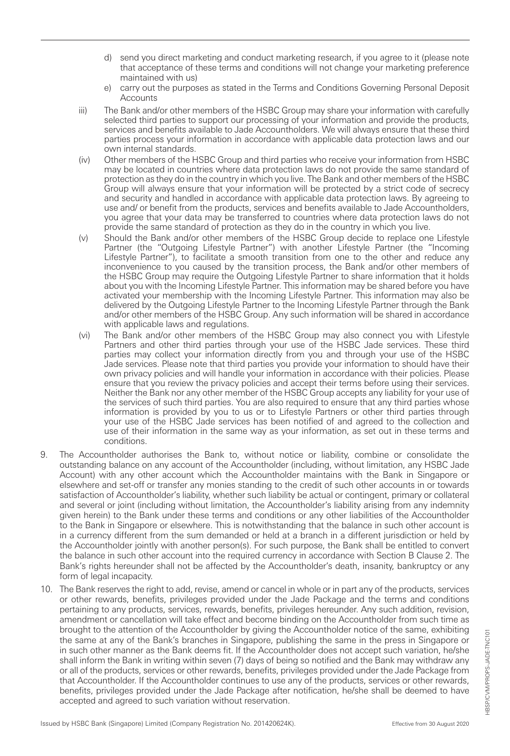d) send you direct marketing and conduct marketing research, if you agree to it (please note that acceptance of these terms and conditions will not change your marketing preference maintained with us)

e) carry out the purposes as stated in the Terms and Conditions Governing Personal Deposit Accounts

iii) The Bank and/or other members of the HSBC Group may share your information with carefully selected third parties to support our processing of your information and provide the products, services and benefits available to Jade Accountholders. We will always ensure that these third parties process your information in accordance with applicable data protection laws and our own internal standards.

(iv) Other members of the HSBC Group and third parties who receive your information from HSBC may be located in countries where data protection laws do not provide the same standard of protection as they do in the country in which you live. The Bank and other members of the HSBC Group will always ensure that your information will be protected by a strict code of secrecy and security and handled in accordance with applicable data protection laws. By agreeing to use and/ or benefit from the products, services and benefits available to Jade Accountholders, you agree that your data may be transferred to countries where data protection laws do not provide the same standard of protection as they do in the country in which you live.

(v) Should the Bank and/or other members of the HSBC Group decide to replace one Lifestyle Partner (the "Outgoing Lifestyle Partner") with another Lifestyle Partner (the "Incoming Lifestyle Partner"), to facilitate a smooth transition from one to the other and reduce any inconvenience to you caused by the transition process, the Bank and/or other members of the HSBC Group may require the Outgoing Lifestyle Partner to share information that it holds about you with the Incoming Lifestyle Partner. This information may be shared before you have activated your membership with the Incoming Lifestyle Partner. This information may also be delivered by the Outgoing Lifestyle Partner to the Incoming Lifestyle Partner through the Bank and/or other members of the HSBC Group. Any such information will be shared in accordance with applicable laws and regulations.

(vi) The Bank and/or other members of the HSBC Group may also connect you with Lifestyle Partners and other third parties through your use of the HSBC Jade services. These third parties may collect your information directly from you and through your use of the HSBC Jade services. Please note that third parties you provide your information to should have their own privacy policies and will handle your information in accordance with their policies. Please ensure that you review the privacy policies and accept their terms before using their services. Neither the Bank nor any other member of the HSBC Group accepts any liability for your use of the services of such third parties. You are also required to ensure that any third parties whose information is provided by you to us or to Lifestyle Partners or other third parties through your use of the HSBC Jade services has been notified of and agreed to the collection and use of their information in the same way as your information, as set out in these terms and conditions.

9. The Accountholder authorises the Bank to, without notice or liability, combine or consolidate the outstanding balance on any account of the Accountholder (including, without limitation, any HSBC Jade Account) with any other account which the Accountholder maintains with the Bank in Singapore or elsewhere and set-off or transfer any monies standing to the credit of such other accounts in or towards satisfaction of Accountholder's liability, whether such liability be actual or contingent, primary or collateral and several or joint (including without limitation, the Accountholder's liability arising from any indemnity given herein) to the Bank under these terms and conditions or any other liabilities of the Accountholder to the Bank in Singapore or elsewhere. This is notwithstanding that the balance in such other account is in a currency different from the sum demanded or held at a branch in a different jurisdiction or held by the Accountholder jointly with another person(s). For such purpose, the Bank shall be entitled to convert the balance in such other account into the required currency in accordance with Section B Clause 2. The Bank's rights hereunder shall not be affected by the Accountholder's death, insanity, bankruptcy or any form of legal incapacity.

10. The Bank reserves the right to add, revise, amend or cancel in whole or in part any of the products, services or other rewards, benefits, privileges provided under the Jade Package and the terms and conditions pertaining to any products, services, rewards, benefits, privileges hereunder. Any such addition, revision, amendment or cancellation will take effect and become binding on the Accountholder from such time as brought to the attention of the Accountholder by giving the Accountholder notice of the same, exhibiting the same at any of the Bank's branches in Singapore, publishing the same in the press in Singapore or in such other manner as the Bank deems fit. If the Accountholder does not accept such variation, he/she shall inform the Bank in writing within seven (7) days of being so notified and the Bank may withdraw any or all of the products, services or other rewards, benefits, privileges provided under the Jade Package from that Accountholder. If the Accountholder continues to use any of the products, services or other rewards, benefits, privileges provided under the Jade Package after notification, he/she shall be deemed to have accepted and agreed to such variation without reservation.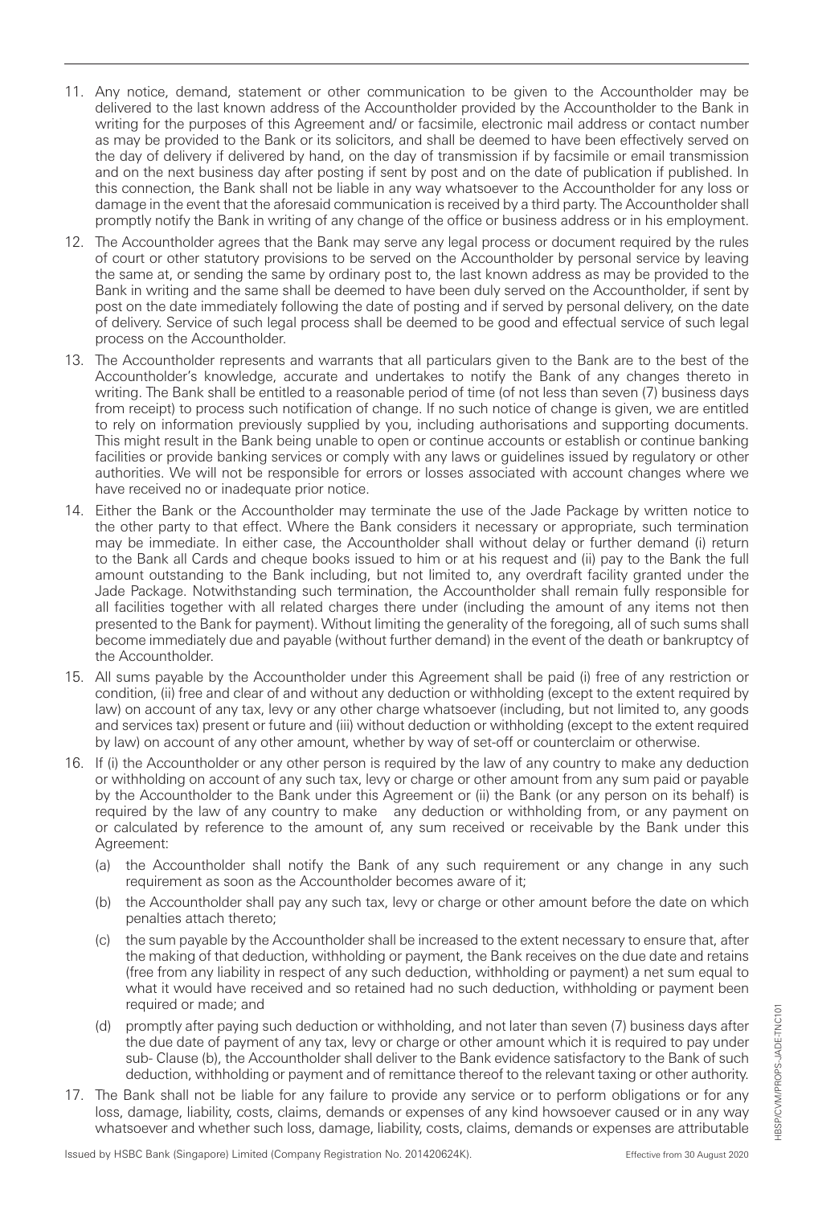11. Any notice, demand, statement or other communication to be given to the Accountholder may be delivered to the last known address of the Accountholder provided by the Accountholder to the Bank in writing for the purposes of this Agreement and/ or facsimile, electronic mail address or contact number as may be provided to the Bank or its solicitors, and shall be deemed to have been effectively served on the day of delivery if delivered by hand, on the day of transmission if by facsimile or email transmission and on the next business day after posting if sent by post and on the date of publication if published. In this connection, the Bank shall not be liable in any way whatsoever to the Accountholder for any loss or damage in the event that the aforesaid communication is received by a third party. The Accountholder shall promptly notify the Bank in writing of any change of the office or business address or in his employment.

12. The Accountholder agrees that the Bank may serve any legal process or document required by the rules of court or other statutory provisions to be served on the Accountholder by personal service by leaving the same at, or sending the same by ordinary post to, the last known address as may be provided to the Bank in writing and the same shall be deemed to have been duly served on the Accountholder, if sent by post on the date immediately following the date of posting and if served by personal delivery, on the date of delivery. Service of such legal process shall be deemed to be good and effectual service of such legal process on the Accountholder.

13. The Accountholder represents and warrants that all particulars given to the Bank are to the best of the Accountholder's knowledge, accurate and undertakes to notify the Bank of any changes thereto in writing. The Bank shall be entitled to a reasonable period of time (of not less than seven (7) business days from receipt) to process such notification of change. If no such notice of change is given, we are entitled to rely on information previously supplied by you, including authorisations and supporting documents. This might result in the Bank being unable to open or continue accounts or establish or continue banking facilities or provide banking services or comply with any laws or guidelines issued by regulatory or other authorities. We will not be responsible for errors or losses associated with account changes where we have received no or inadequate prior notice.

14. Either the Bank or the Accountholder may terminate the use of the Jade Package by written notice to the other party to that effect. Where the Bank considers it necessary or appropriate, such termination may be immediate. In either case, the Accountholder shall without delay or further demand (i) return to the Bank all Cards and cheque books issued to him or at his request and (ii) pay to the Bank the full amount outstanding to the Bank including, but not limited to, any overdraft facility granted under the Jade Package. Notwithstanding such termination, the Accountholder shall remain fully responsible for all facilities together with all related charges there under (including the amount of any items not then presented to the Bank for payment). Without limiting the generality of the foregoing, all of such sums shall become immediately due and payable (without further demand) in the event of the death or bankruptcy of the Accountholder.

15. All sums payable by the Accountholder under this Agreement shall be paid (i) free of any restriction or condition, (ii) free and clear of and without any deduction or withholding (except to the extent required by law) on account of any tax, levy or any other charge whatsoever (including, but not limited to, any goods and services tax) present or future and (iii) without deduction or withholding (except to the extent required by law) on account of any other amount, whether by way of set-off or counterclaim or otherwise.

16. If (i) the Accountholder or any other person is required by the law of any country to make any deduction or withholding on account of any such tax, levy or charge or other amount from any sum paid or payable by the Accountholder to the Bank under this Agreement or (ii) the Bank (or any person on its behalf) is required by the law of any country to make any deduction or withholding from, or any payment on or calculated by reference to the amount of, any sum received or receivable by the Bank under this Agreement:

    (a) the Accountholder shall notify the Bank of any such requirement or any change in any such requirement as soon as the Accountholder becomes aware of it;

    (b) the Accountholder shall pay any such tax, levy or charge or other amount before the date on which penalties attach thereto;

    (c) the sum payable by the Accountholder shall be increased to the extent necessary to ensure that, after the making of that deduction, withholding or payment, the Bank receives on the due date and retains (free from any liability in respect of any such deduction, withholding or payment) a net sum equal to what it would have received and so retained had no such deduction, withholding or payment been required or made; and

    (d) promptly after paying such deduction or withholding, and not later than seven (7) business days after the due date of payment of any tax, levy or charge or other amount which it is required to pay under sub- Clause (b), the Accountholder shall deliver to the Bank evidence satisfactory to the Bank of such deduction, withholding or payment and of remittance thereof to the relevant taxing or other authority.

17. The Bank shall not be liable for any failure to provide any service or to perform obligations or for any loss, damage, liability, costs, claims, demands or expenses of any kind howsoever caused or in any way whatsoever and whether such loss, damage, liability, costs, claims, demands or expenses are attributable

Issued by HSBC Bank (Singapore) Limited (Company Registration No. 201420624K). Effective from 30 August 2020

HBSP/CVM/PROPS-JADE-TNC101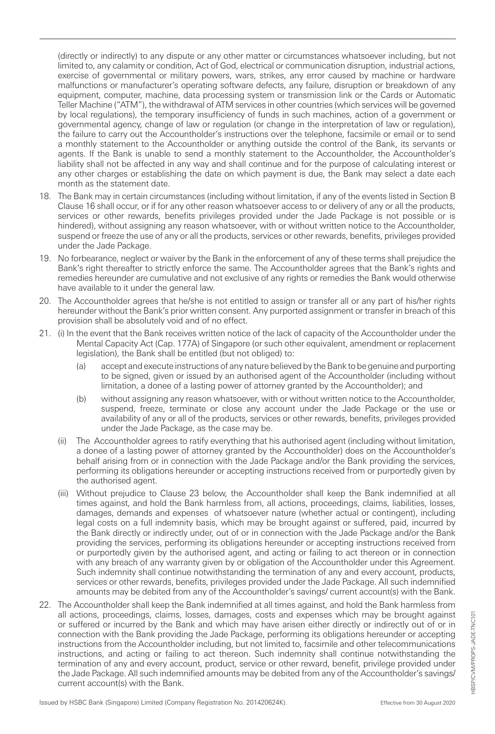(directly or indirectly) to any dispute or any other matter or circumstances whatsoever including, but not limited to, any calamity or condition, Act of God, electrical or communication disruption, industrial actions, exercise of governmental or military powers, wars, strikes, any error caused by machine or hardware malfunctions or manufacturer's operating software defects, any failure, disruption or breakdown of any equipment, computer, machine, data processing system or transmission link or the Cards or Automatic Teller Machine ("ATM"), the withdrawal of ATM services in other countries (which services will be governed by local regulations), the temporary insufficiency of funds in such machines, action of a government or governmental agency, change of law or regulation (or change in the interpretation of law or regulation), the failure to carry out the Accountholder's instructions over the telephone, facsimile or email or to send a monthly statement to the Accountholder or anything outside the control of the Bank, its servants or agents. If the Bank is unable to send a monthly statement to the Accountholder, the Accountholder's liability shall not be affected in any way and shall continue and for the purpose of calculating interest or any other charges or establishing the date on which payment is due, the Bank may select a date each month as the statement date.

18. The Bank may in certain circumstances (including without limitation, if any of the events listed in Section B Clause 16 shall occur, or if for any other reason whatsoever access to or delivery of any or all the products, services or other rewards, benefits privileges provided under the Jade Package is not possible or is hindered), without assigning any reason whatsoever, with or without written notice to the Accountholder, suspend or freeze the use of any or all the products, services or other rewards, benefits, privileges provided under the Jade Package.

19. No forbearance, neglect or waiver by the Bank in the enforcement of any of these terms shall prejudice the Bank's right thereafter to strictly enforce the same. The Accountholder agrees that the Bank's rights and remedies hereunder are cumulative and not exclusive of any rights or remedies the Bank would otherwise have available to it under the general law.

20. The Accountholder agrees that he/she is not entitled to assign or transfer all or any part of his/her rights hereunder without the Bank's prior written consent. Any purported assignment or transfer in breach of this provision shall be absolutely void and of no effect.

21. (i) In the event that the Bank receives written notice of the lack of capacity of the Accountholder under the Mental Capacity Act (Cap. 177A) of Singapore (or such other equivalent, amendment or replacement legislation), the Bank shall be entitled (but not obliged) to:

    (a) accept and execute instructions of any nature believed by the Bank to be genuine and purporting to be signed, given or issued by an authorised agent of the Accountholder (including without limitation, a donee of a lasting power of attorney granted by the Accountholder); and

    (b) without assigning any reason whatsoever, with or without written notice to the Accountholder, suspend, freeze, terminate or close any account under the Jade Package or the use or availability of any or all of the products, services or other rewards, benefits, privileges provided under the Jade Package, as the case may be.

    (ii) The Accountholder agrees to ratify everything that his authorised agent (including without limitation, a donee of a lasting power of attorney granted by the Accountholder) does on the Accountholder's behalf arising from or in connection with the Jade Package and/or the Bank providing the services, performing its obligations hereunder or accepting instructions received from or purportedly given by the authorised agent.

    (iii) Without prejudice to Clause 23 below, the Accountholder shall keep the Bank indemnified at all times against, and hold the Bank harmless from, all actions, proceedings, claims, liabilities, losses, damages, demands and expenses of whatsoever nature (whether actual or contingent), including legal costs on a full indemnity basis, which may be brought against or suffered, paid, incurred by the Bank directly or indirectly under, out of or in connection with the Jade Package and/or the Bank providing the services, performing its obligations hereunder or accepting instructions received from or purportedly given by the authorised agent, and acting or failing to act thereon or in connection with any breach of any warranty given by or obligation of the Accountholder under this Agreement. Such indemnity shall continue notwithstanding the termination of any and every account, products, services or other rewards, benefits, privileges provided under the Jade Package. All such indemnified amounts may be debited from any of the Accountholder's savings/ current account(s) with the Bank.

22. The Accountholder shall keep the Bank indemnified at all times against, and hold the Bank harmless from all actions, proceedings, claims, losses, damages, costs and expenses which may be brought against or suffered or incurred by the Bank and which may have arisen either directly or indirectly out of or in connection with the Bank providing the Jade Package, performing its obligations hereunder or accepting instructions from the Accountholder including, but not limited to, facsimile and other telecommunications instructions, and acting or failing to act thereon. Such indemnity shall continue notwithstanding the termination of any and every account, product, service or other reward, benefit, privilege provided under the Jade Package. All such indemnified amounts may be debited from any of the Accountholder's savings/ current account(s) with the Bank.

Issued by HSBC Bank (Singapore) Limited (Company Registration No. 201420624K). Effective from 30 August 2020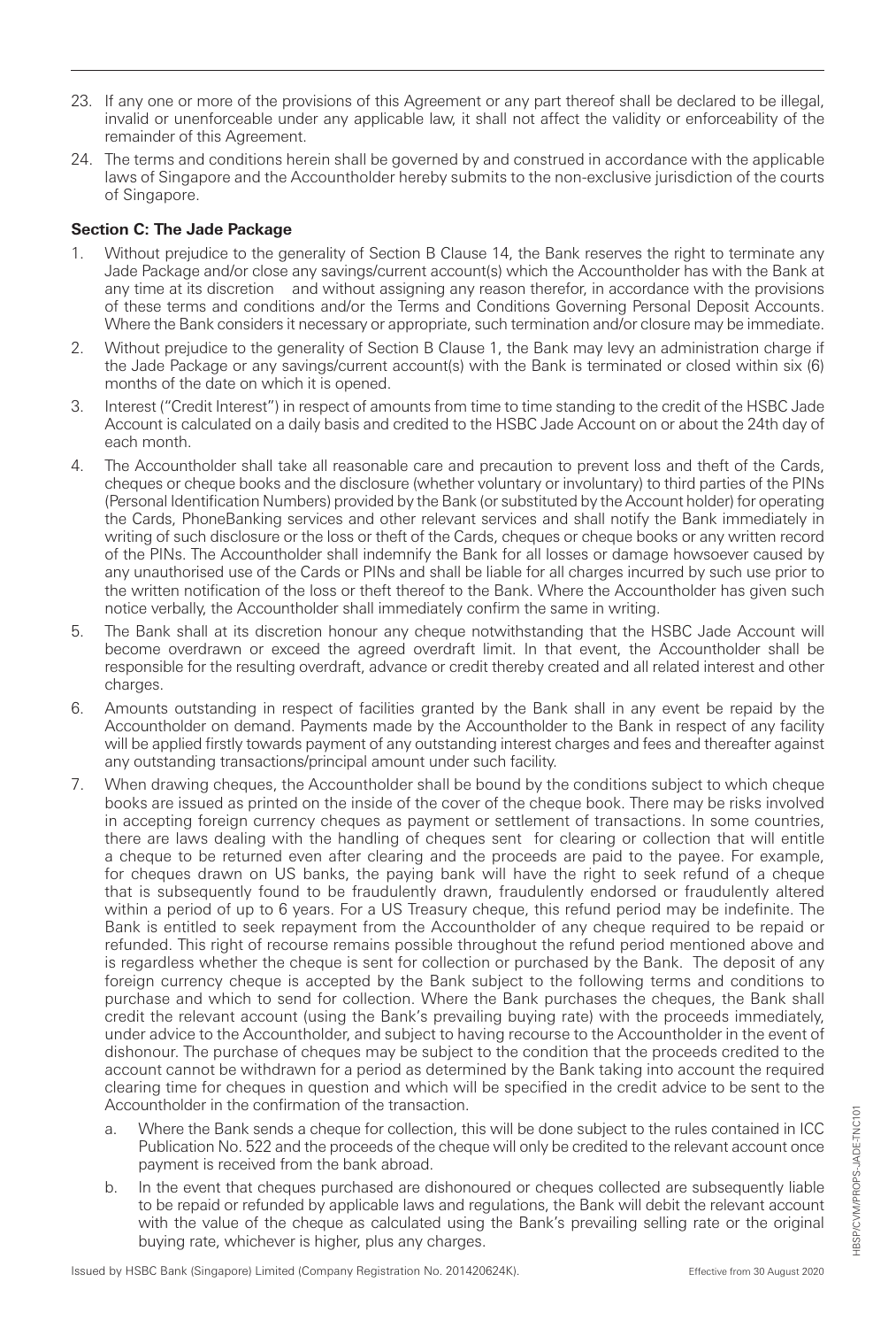23. If any one or more of the provisions of this Agreement or any part thereof shall be declared to be illegal, invalid or unenforceable under any applicable law, it shall not affect the validity or enforceability of the remainder of this Agreement.
24. The terms and conditions herein shall be governed by and construed in accordance with the applicable laws of Singapore and the Accountholder hereby submits to the non-exclusive jurisdiction of the courts of Singapore.

**Section C: The Jade Package**

1. Without prejudice to the generality of Section B Clause 14, the Bank reserves the right to terminate any Jade Package and/or close any savings/current account(s) which the Accountholder has with the Bank at any time at its discretion and without assigning any reason therefor, in accordance with the provisions of these terms and conditions and/or the Terms and Conditions Governing Personal Deposit Accounts. Where the Bank considers it necessary or appropriate, such termination and/or closure may be immediate.
2. Without prejudice to the generality of Section B Clause 1, the Bank may levy an administration charge if the Jade Package or any savings/current account(s) with the Bank is terminated or closed within six (6) months of the date on which it is opened.
3. Interest ("Credit Interest") in respect of amounts from time to time standing to the credit of the HSBC Jade Account is calculated on a daily basis and credited to the HSBC Jade Account on or about the 24th day of each month.
4. The Accountholder shall take all reasonable care and precaution to prevent loss and theft of the Cards, cheques or cheque books and the disclosure (whether voluntary or involuntary) to third parties of the PINs (Personal Identification Numbers) provided by the Bank (or substituted by the Account holder) for operating the Cards, PhoneBanking services and other relevant services and shall notify the Bank immediately in writing of such disclosure or the loss or theft of the Cards, cheques or cheque books or any written record of the PINs. The Accountholder shall indemnify the Bank for all losses or damage howsoever caused by any unauthorised use of the Cards or PINs and shall be liable for all charges incurred by such use prior to the written notification of the loss or theft thereof to the Bank. Where the Accountholder has given such notice verbally, the Accountholder shall immediately confirm the same in writing.
5. The Bank shall at its discretion honour any cheque notwithstanding that the HSBC Jade Account will become overdrawn or exceed the agreed overdraft limit. In that event, the Accountholder shall be responsible for the resulting overdraft, advance or credit thereby created and all related interest and other charges.
6. Amounts outstanding in respect of facilities granted by the Bank shall in any event be repaid by the Accountholder on demand. Payments made by the Accountholder to the Bank in respect of any facility will be applied firstly towards payment of any outstanding interest charges and fees and thereafter against any outstanding transactions/principal amount under such facility.
7. When drawing cheques, the Accountholder shall be bound by the conditions subject to which cheque books are issued as printed on the inside of the cover of the cheque book. There may be risks involved in accepting foreign currency cheques as payment or settlement of transactions. In some countries, there are laws dealing with the handling of cheques sent for clearing or collection that will entitle a cheque to be returned even after clearing and the proceeds are paid to the payee. For example, for cheques drawn on US banks, the paying bank will have the right to seek refund of a cheque that is subsequently found to be fraudulently drawn, fraudulently endorsed or fraudulently altered within a period of up to 6 years. For a US Treasury cheque, this refund period may be indefinite. The Bank is entitled to seek repayment from the Accountholder of any cheque required to be repaid or refunded. This right of recourse remains possible throughout the refund period mentioned above and is regardless whether the cheque is sent for collection or purchased by the Bank. The deposit of any foreign currency cheque is accepted by the Bank subject to the following terms and conditions to purchase and which to send for collection. Where the Bank purchases the cheques, the Bank shall credit the relevant account (using the Bank's prevailing buying rate) with the proceeds immediately, under advice to the Accountholder, and subject to having recourse to the Accountholder in the event of dishonour. The purchase of cheques may be subject to the condition that the proceeds credited to the account cannot be withdrawn for a period as determined by the Bank taking into account the required clearing time for cheques in question and which will be specified in the credit advice to be sent to the Accountholder in the confirmation of the transaction.
   a. Where the Bank sends a cheque for collection, this will be done subject to the rules contained in ICC Publication No. 522 and the proceeds of the cheque will only be credited to the relevant account once payment is received from the bank abroad.
   b. In the event that cheques purchased are dishonoured or cheques collected are subsequently liable to be repaid or refunded by applicable laws and regulations, the Bank will debit the relevant account with the value of the cheque as calculated using the Bank's prevailing selling rate or the original buying rate, whichever is higher, plus any charges.

Issued by HSBC Bank (Singapore) Limited (Company Registration No. 201420624K). Effective from 30 August 2020

HBSP/CVM/PROPS-JADE-TNC101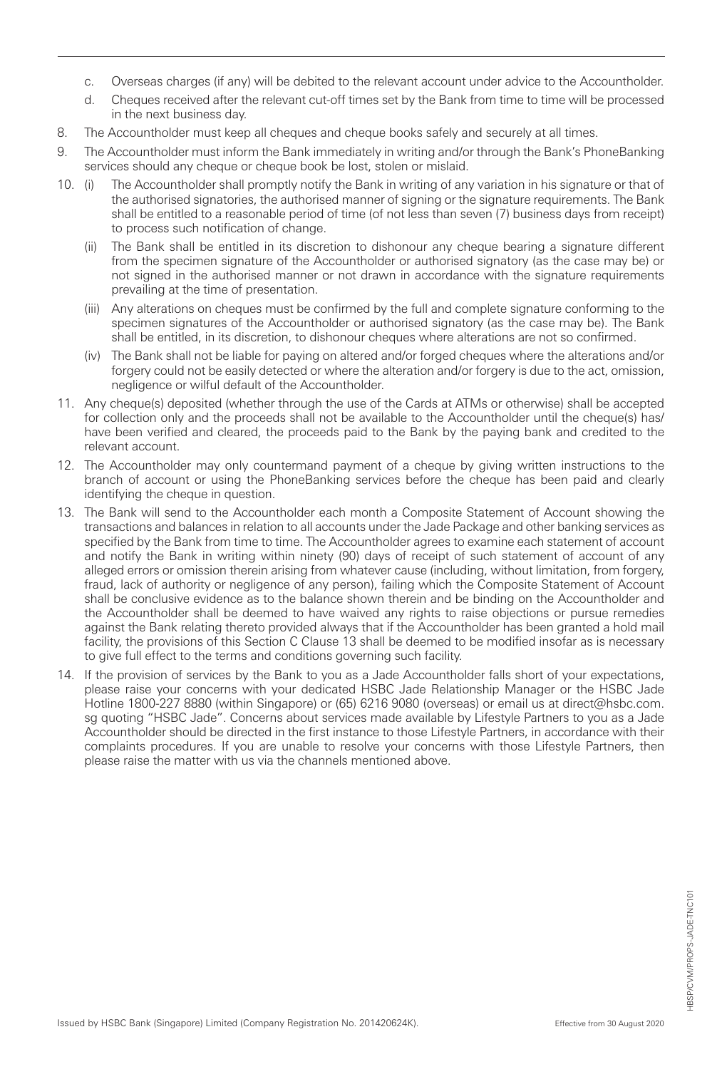c. Overseas charges (if any) will be debited to the relevant account under advice to the Accountholder.

d. Cheques received after the relevant cut-off times set by the Bank from time to time will be processed in the next business day.

8. The Accountholder must keep all cheques and cheque books safely and securely at all times.

9. The Accountholder must inform the Bank immediately in writing and/or through the Bank's PhoneBanking services should any cheque or cheque book be lost, stolen or mislaid.

10. (i) The Accountholder shall promptly notify the Bank in writing of any variation in his signature or that of the authorised signatories, the authorised manner of signing or the signature requirements. The Bank shall be entitled to a reasonable period of time (of not less than seven (7) business days from receipt) to process such notification of change.

    (ii) The Bank shall be entitled in its discretion to dishonour any cheque bearing a signature different from the specimen signature of the Accountholder or authorised signatory (as the case may be) or not signed in the authorised manner or not drawn in accordance with the signature requirements prevailing at the time of presentation.

    (iii) Any alterations on cheques must be confirmed by the full and complete signature conforming to the specimen signatures of the Accountholder or authorised signatory (as the case may be). The Bank shall be entitled, in its discretion, to dishonour cheques where alterations are not so confirmed.

    (iv) The Bank shall not be liable for paying on altered and/or forged cheques where the alterations and/or forgery could not be easily detected or where the alteration and/or forgery is due to the act, omission, negligence or wilful default of the Accountholder.

11. Any cheque(s) deposited (whether through the use of the Cards at ATMs or otherwise) shall be accepted for collection only and the proceeds shall not be available to the Accountholder until the cheque(s) has/have been verified and cleared, the proceeds paid to the Bank by the paying bank and credited to the relevant account.

12. The Accountholder may only countermand payment of a cheque by giving written instructions to the branch of account or using the PhoneBanking services before the cheque has been paid and clearly identifying the cheque in question.

13. The Bank will send to the Accountholder each month a Composite Statement of Account showing the transactions and balances in relation to all accounts under the Jade Package and other banking services as specified by the Bank from time to time. The Accountholder agrees to examine each statement of account and notify the Bank in writing within ninety (90) days of receipt of such statement of account of any alleged errors or omission therein arising from whatever cause (including, without limitation, from forgery, fraud, lack of authority or negligence of any person), failing which the Composite Statement of Account shall be conclusive evidence as to the balance shown therein and be binding on the Accountholder and the Accountholder shall be deemed to have waived any rights to raise objections or pursue remedies against the Bank relating thereto provided always that if the Accountholder has been granted a hold mail facility, the provisions of this Section C Clause 13 shall be deemed to be modified insofar as is necessary to give full effect to the terms and conditions governing such facility.

14. If the provision of services by the Bank to you as a Jade Accountholder falls short of your expectations, please raise your concerns with your dedicated HSBC Jade Relationship Manager or the HSBC Jade Hotline 1800-227 8880 (within Singapore) or (65) 6216 9080 (overseas) or email us at direct@hsbc.com.sg quoting "HSBC Jade". Concerns about services made available by Lifestyle Partners to you as a Jade Accountholder should be directed in the first instance to those Lifestyle Partners, in accordance with their complaints procedures. If you are unable to resolve your concerns with those Lifestyle Partners, then please raise the matter with us via the channels mentioned above.

Issued by HSBC Bank (Singapore) Limited (Company Registration No. 201420624K).

Effective from 30 August 2020

HBSP/CVM/PROPS-JADE-TNC101